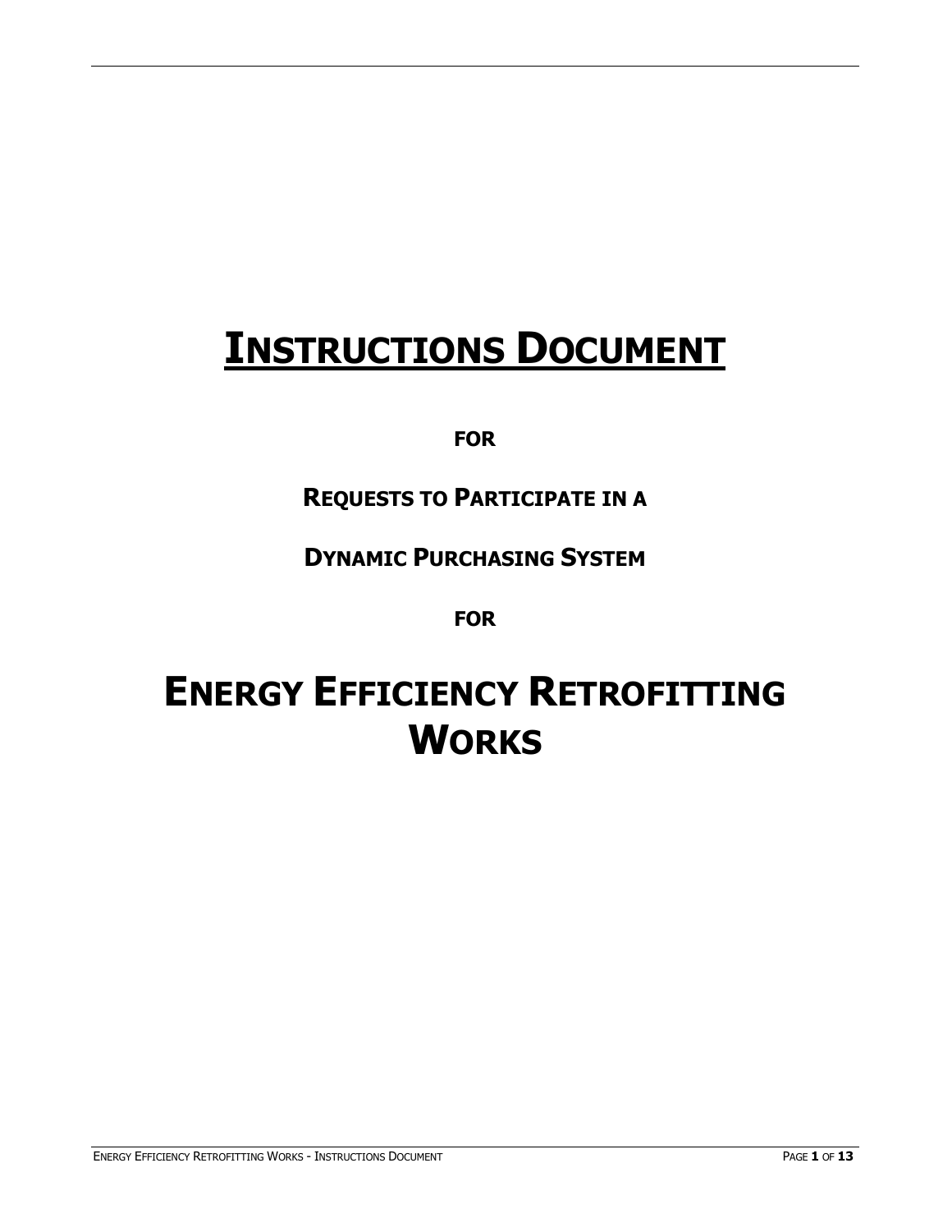# INSTRUCTIONS DOCUMENT

**FOR**

**REQUESTS TO PARTICIPATE IN A**

**DYNAMIC PURCHASING SYSTEM**

**FOR**

# ENERGY EFFICIENCY RETROFITTING WORKS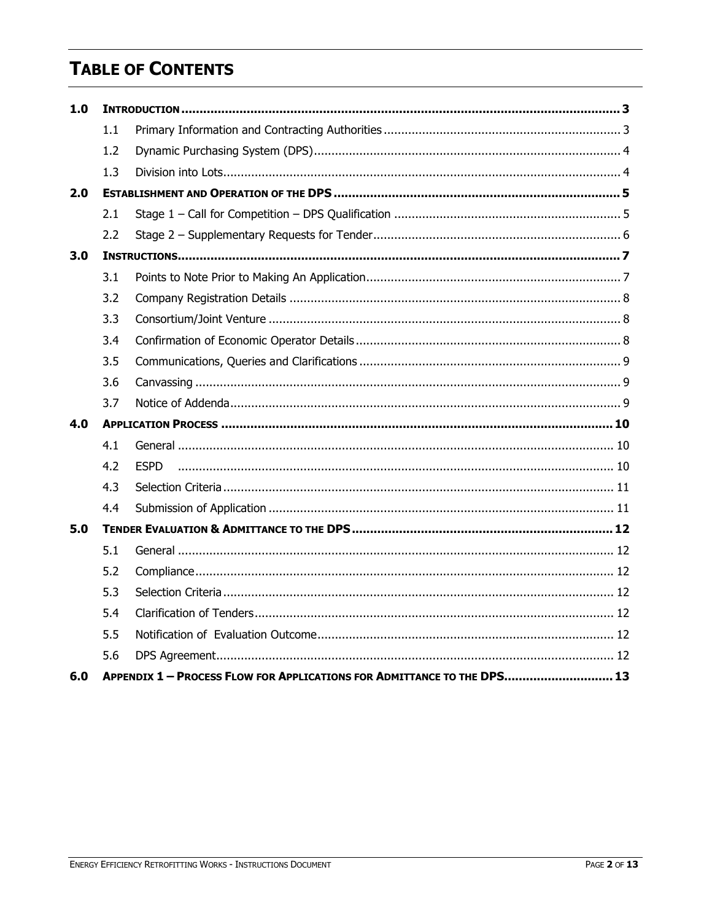# TABLE OF CONTENTS

| | | | |
|---|---|---|---|
| **1.0** | **INTRODUCTION** | | **3** |
| | 1.1 | Primary Information and Contracting Authorities | 3 |
| | 1.2 | Dynamic Purchasing System (DPS) | 4 |
| | 1.3 | Division into Lots | 4 |
| **2.0** | **ESTABLISHMENT AND OPERATION OF THE DPS** | | **5** |
| | 2.1 | Stage 1 – Call for Competition – DPS Qualification | 5 |
| | 2.2 | Stage 2 – Supplementary Requests for Tender | 6 |
| **3.0** | **INSTRUCTIONS** | | **7** |
| | 3.1 | Points to Note Prior to Making An Application | 7 |
| | 3.2 | Company Registration Details | 8 |
| | 3.3 | Consortium/Joint Venture | 8 |
| | 3.4 | Confirmation of Economic Operator Details | 8 |
| | 3.5 | Communications, Queries and Clarifications | 9 |
| | 3.6 | Canvassing | 9 |
| | 3.7 | Notice of Addenda | 9 |
| **4.0** | **APPLICATION PROCESS** | | **10** |
| | 4.1 | General | 10 |
| | 4.2 | ESPD | 10 |
| | 4.3 | Selection Criteria | 11 |
| | 4.4 | Submission of Application | 11 |
| **5.0** | **TENDER EVALUATION & ADMITTANCE TO THE DPS** | | **12** |
| | 5.1 | General | 12 |
| | 5.2 | Compliance | 12 |
| | 5.3 | Selection Criteria | 12 |
| | 5.4 | Clarification of Tenders | 12 |
| | 5.5 | Notification of Evaluation Outcome | 12 |
| | 5.6 | DPS Agreement | 12 |
| **6.0** | **APPENDIX 1 – PROCESS FLOW FOR APPLICATIONS FOR ADMITTANCE TO THE DPS** | | **13** |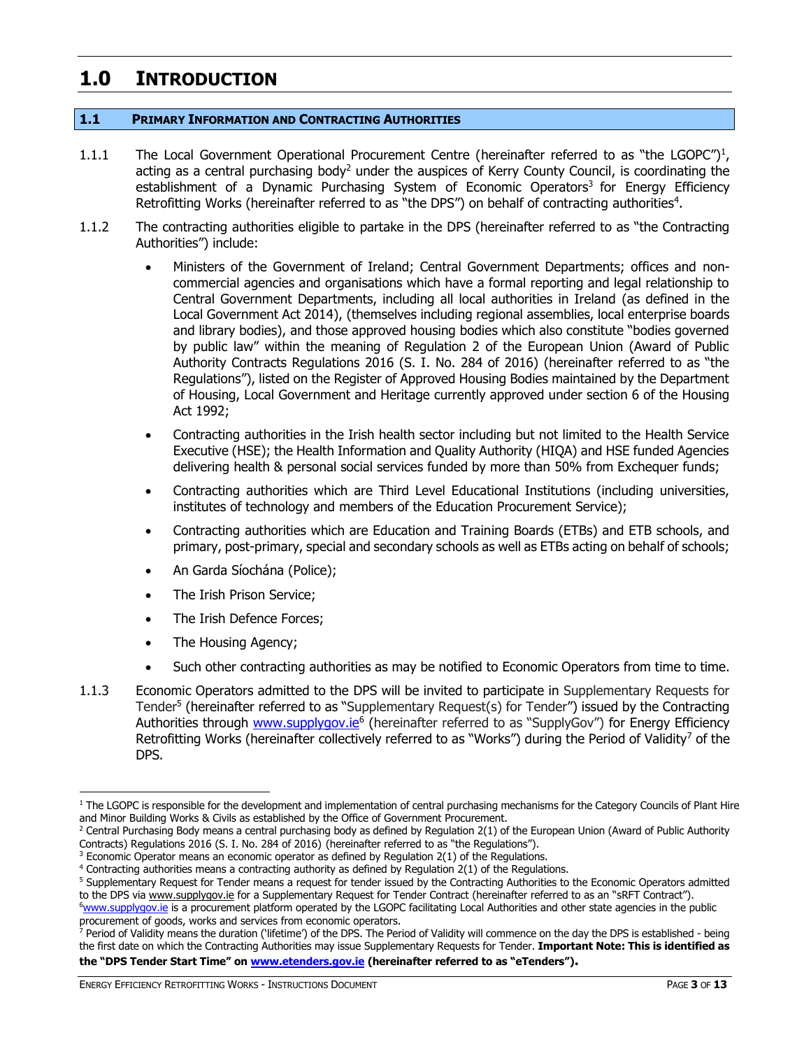# 1.0 INTRODUCTION

## 1.1 PRIMARY INFORMATION AND CONTRACTING AUTHORITIES

1.1.1 The Local Government Operational Procurement Centre (hereinafter referred to as "the LGOPC")[1], acting as a central purchasing body[2] under the auspices of Kerry County Council, is coordinating the establishment of a Dynamic Purchasing System of Economic Operators[3] for Energy Efficiency Retrofitting Works (hereinafter referred to as "the DPS") on behalf of contracting authorities[4].

1.1.2 The contracting authorities eligible to partake in the DPS (hereinafter referred to as "the Contracting Authorities") include:

- Ministers of the Government of Ireland; Central Government Departments; offices and non-commercial agencies and organisations which have a formal reporting and legal relationship to Central Government Departments, including all local authorities in Ireland (as defined in the Local Government Act 2014), (themselves including regional assemblies, local enterprise boards and library bodies), and those approved housing bodies which also constitute "bodies governed by public law" within the meaning of Regulation 2 of the European Union (Award of Public Authority Contracts Regulations 2016 (S. I. No. 284 of 2016) (hereinafter referred to as "the Regulations"), listed on the Register of Approved Housing Bodies maintained by the Department of Housing, Local Government and Heritage currently approved under section 6 of the Housing Act 1992;
- Contracting authorities in the Irish health sector including but not limited to the Health Service Executive (HSE); the Health Information and Quality Authority (HIQA) and HSE funded Agencies delivering health & personal social services funded by more than 50% from Exchequer funds;
- Contracting authorities which are Third Level Educational Institutions (including universities, institutes of technology and members of the Education Procurement Service);
- Contracting authorities which are Education and Training Boards (ETBs) and ETB schools, and primary, post-primary, special and secondary schools as well as ETBs acting on behalf of schools;
- An Garda Síochána (Police);
- The Irish Prison Service;
- The Irish Defence Forces;
- The Housing Agency;
- Such other contracting authorities as may be notified to Economic Operators from time to time.

1.1.3 Economic Operators admitted to the DPS will be invited to participate in Supplementary Requests for Tender[5] (hereinafter referred to as "Supplementary Request(s) for Tender") issued by the Contracting Authorities through [www.supplygov.ie](http://www.supplygov.ie)[6] (hereinafter referred to as "SupplyGov") for Energy Efficiency Retrofitting Works (hereinafter collectively referred to as "Works") during the Period of Validity[7] of the DPS.

---

[1] The LGOPC is responsible for the development and implementation of central purchasing mechanisms for the Category Councils of Plant Hire and Minor Building Works & Civils as established by the Office of Government Procurement.

[2] Central Purchasing Body means a central purchasing body as defined by Regulation 2(1) of the European Union (Award of Public Authority Contracts) Regulations 2016 (S. I. No. 284 of 2016) (hereinafter referred to as "the Regulations").

[3] Economic Operator means an economic operator as defined by Regulation 2(1) of the Regulations.

[4] Contracting authorities means a contracting authority as defined by Regulation 2(1) of the Regulations.

[5] Supplementary Request for Tender means a request for tender issued by the Contracting Authorities to the Economic Operators admitted to the DPS via www.supplygov.ie for a Supplementary Request for Tender Contract (hereinafter referred to as an "sRFT Contract").

[6] [www.supplygov.ie](http://www.supplygov.ie) is a procurement platform operated by the LGOPC facilitating Local Authorities and other state agencies in the public procurement of goods, works and services from economic operators.

[7] Period of Validity means the duration ('lifetime') of the DPS. The Period of Validity will commence on the day the DPS is established - being the first date on which the Contracting Authorities may issue Supplementary Requests for Tender. **Important Note: This is identified as the "DPS Tender Start Time" on [www.etenders.gov.ie](http://www.etenders.gov.ie) (hereinafter referred to as "eTenders").**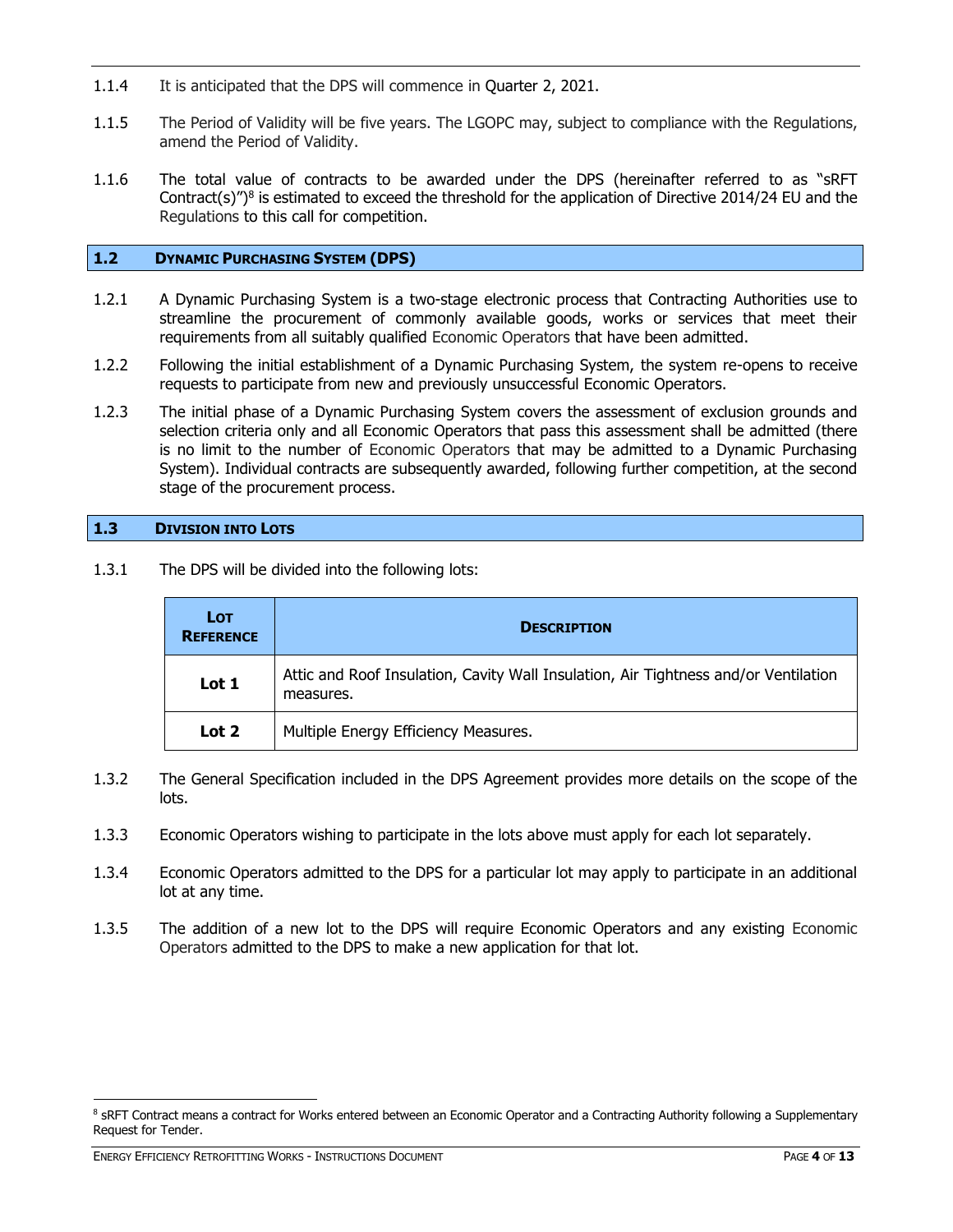1.1.4 It is anticipated that the DPS will commence in Quarter 2, 2021.

1.1.5 The Period of Validity will be five years. The LGOPC may, subject to compliance with the Regulations, amend the Period of Validity.

1.1.6 The total value of contracts to be awarded under the DPS (hereinafter referred to as "sRFT Contract(s)")[8] is estimated to exceed the threshold for the application of Directive 2014/24 EU and the Regulations to this call for competition.

## 1.2 DYNAMIC PURCHASING SYSTEM (DPS)

1.2.1 A Dynamic Purchasing System is a two-stage electronic process that Contracting Authorities use to streamline the procurement of commonly available goods, works or services that meet their requirements from all suitably qualified Economic Operators that have been admitted.

1.2.2 Following the initial establishment of a Dynamic Purchasing System, the system re-opens to receive requests to participate from new and previously unsuccessful Economic Operators.

1.2.3 The initial phase of a Dynamic Purchasing System covers the assessment of exclusion grounds and selection criteria only and all Economic Operators that pass this assessment shall be admitted (there is no limit to the number of Economic Operators that may be admitted to a Dynamic Purchasing System). Individual contracts are subsequently awarded, following further competition, at the second stage of the procurement process.

## 1.3 DIVISION INTO LOTS

1.3.1 The DPS will be divided into the following lots:

| LOT REFERENCE | DESCRIPTION |
|---|---|
| **Lot 1** | Attic and Roof Insulation, Cavity Wall Insulation, Air Tightness and/or Ventilation measures. |
| **Lot 2** | Multiple Energy Efficiency Measures. |

1.3.2 The General Specification included in the DPS Agreement provides more details on the scope of the lots.

1.3.3 Economic Operators wishing to participate in the lots above must apply for each lot separately.

1.3.4 Economic Operators admitted to the DPS for a particular lot may apply to participate in an additional lot at any time.

1.3.5 The addition of a new lot to the DPS will require Economic Operators and any existing Economic Operators admitted to the DPS to make a new application for that lot.

[8] sRFT Contract means a contract for Works entered between an Economic Operator and a Contracting Authority following a Supplementary Request for Tender.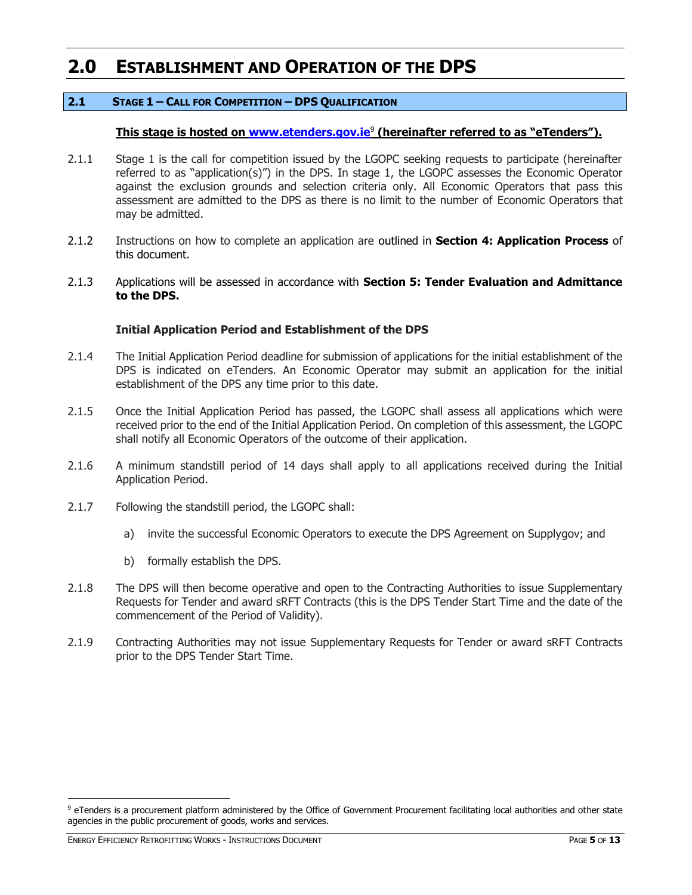# 2.0 ESTABLISHMENT AND OPERATION OF THE DPS

## 2.1 STAGE 1 – CALL FOR COMPETITION – DPS QUALIFICATION

**This stage is hosted on www.etenders.gov.ie[9] (hereinafter referred to as "eTenders").**

2.1.1 Stage 1 is the call for competition issued by the LGOPC seeking requests to participate (hereinafter referred to as "application(s)") in the DPS. In stage 1, the LGOPC assesses the Economic Operator against the exclusion grounds and selection criteria only. All Economic Operators that pass this assessment are admitted to the DPS as there is no limit to the number of Economic Operators that may be admitted.

2.1.2 Instructions on how to complete an application are outlined in **Section 4: Application Process** of this document.

2.1.3 Applications will be assessed in accordance with **Section 5: Tender Evaluation and Admittance to the DPS.**

**Initial Application Period and Establishment of the DPS**

2.1.4 The Initial Application Period deadline for submission of applications for the initial establishment of the DPS is indicated on eTenders. An Economic Operator may submit an application for the initial establishment of the DPS any time prior to this date.

2.1.5 Once the Initial Application Period has passed, the LGOPC shall assess all applications which were received prior to the end of the Initial Application Period. On completion of this assessment, the LGOPC shall notify all Economic Operators of the outcome of their application.

2.1.6 A minimum standstill period of 14 days shall apply to all applications received during the Initial Application Period.

2.1.7 Following the standstill period, the LGOPC shall:

a) invite the successful Economic Operators to execute the DPS Agreement on Supplygov; and

b) formally establish the DPS.

2.1.8 The DPS will then become operative and open to the Contracting Authorities to issue Supplementary Requests for Tender and award sRFT Contracts (this is the DPS Tender Start Time and the date of the commencement of the Period of Validity).

2.1.9 Contracting Authorities may not issue Supplementary Requests for Tender or award sRFT Contracts prior to the DPS Tender Start Time.

---

[9] eTenders is a procurement platform administered by the Office of Government Procurement facilitating local authorities and other state agencies in the public procurement of goods, works and services.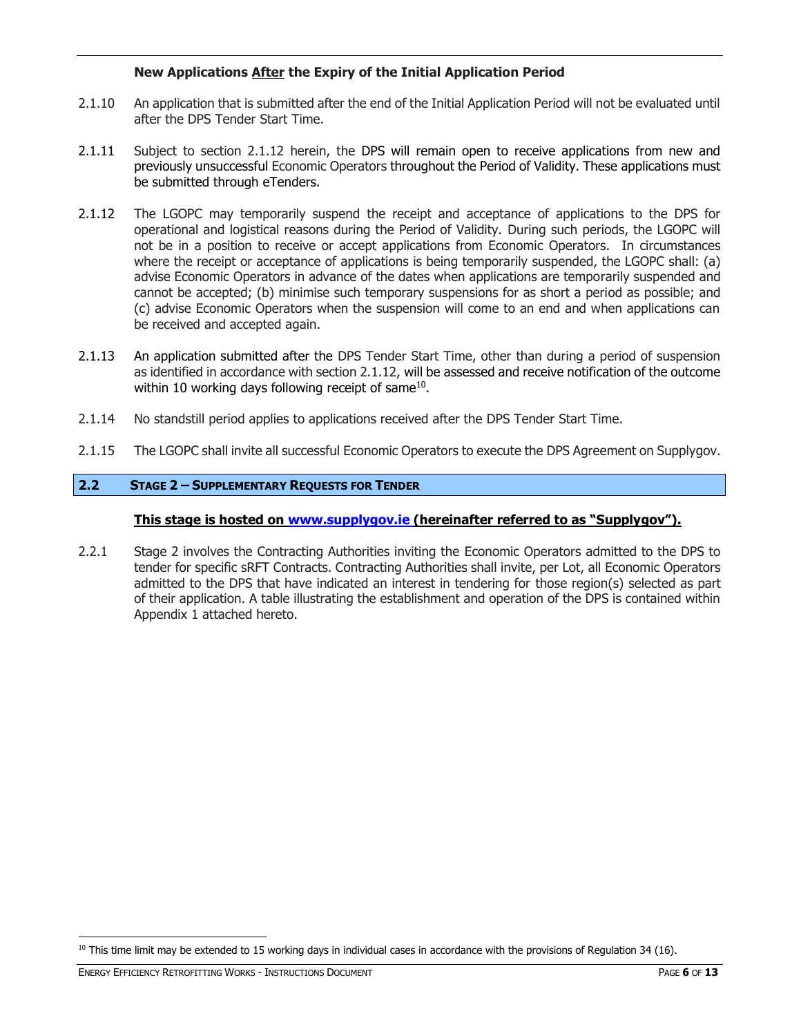### New Applications After the Expiry of the Initial Application Period

2.1.10 An application that is submitted after the end of the Initial Application Period will not be evaluated until after the DPS Tender Start Time.

2.1.11 Subject to section 2.1.12 herein, the DPS will remain open to receive applications from new and previously unsuccessful Economic Operators throughout the Period of Validity. These applications must be submitted through eTenders.

2.1.12 The LGOPC may temporarily suspend the receipt and acceptance of applications to the DPS for operational and logistical reasons during the Period of Validity. During such periods, the LGOPC will not be in a position to receive or accept applications from Economic Operators. In circumstances where the receipt or acceptance of applications is being temporarily suspended, the LGOPC shall: (a) advise Economic Operators in advance of the dates when applications are temporarily suspended and cannot be accepted; (b) minimise such temporary suspensions for as short a period as possible; and (c) advise Economic Operators when the suspension will come to an end and when applications can be received and accepted again.

2.1.13 An application submitted after the DPS Tender Start Time, other than during a period of suspension as identified in accordance with section 2.1.12, will be assessed and receive notification of the outcome within 10 working days following receipt of same[10].

2.1.14 No standstill period applies to applications received after the DPS Tender Start Time.

2.1.15 The LGOPC shall invite all successful Economic Operators to execute the DPS Agreement on Supplygov.

## 2.2 STAGE 2 – SUPPLEMENTARY REQUESTS FOR TENDER

**This stage is hosted on www.supplygov.ie (hereinafter referred to as "Supplygov").**

2.2.1 Stage 2 involves the Contracting Authorities inviting the Economic Operators admitted to the DPS to tender for specific sRFT Contracts. Contracting Authorities shall invite, per Lot, all Economic Operators admitted to the DPS that have indicated an interest in tendering for those region(s) selected as part of their application. A table illustrating the establishment and operation of the DPS is contained within Appendix 1 attached hereto.

[10] This time limit may be extended to 15 working days in individual cases in accordance with the provisions of Regulation 34 (16).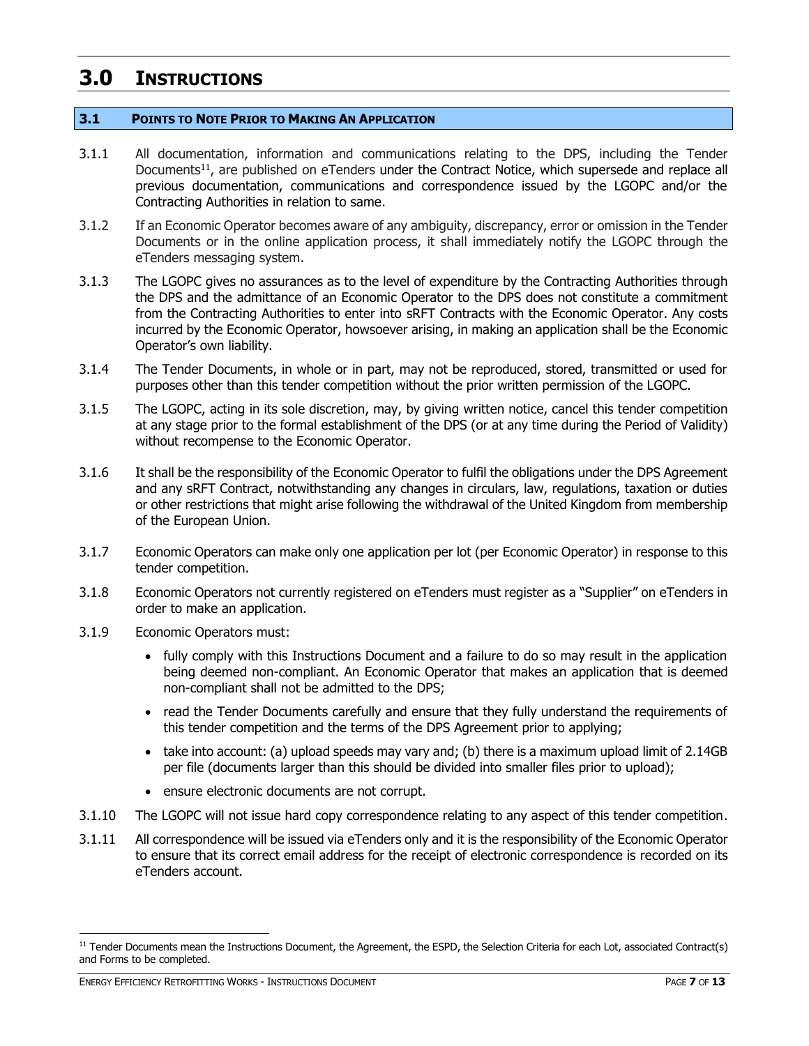# 3.0 INSTRUCTIONS

## 3.1 POINTS TO NOTE PRIOR TO MAKING AN APPLICATION

3.1.1 All documentation, information and communications relating to the DPS, including the Tender Documents[11], are published on eTenders under the Contract Notice, which supersede and replace all previous documentation, communications and correspondence issued by the LGOPC and/or the Contracting Authorities in relation to same.

3.1.2 If an Economic Operator becomes aware of any ambiguity, discrepancy, error or omission in the Tender Documents or in the online application process, it shall immediately notify the LGOPC through the eTenders messaging system.

3.1.3 The LGOPC gives no assurances as to the level of expenditure by the Contracting Authorities through the DPS and the admittance of an Economic Operator to the DPS does not constitute a commitment from the Contracting Authorities to enter into sRFT Contracts with the Economic Operator. Any costs incurred by the Economic Operator, howsoever arising, in making an application shall be the Economic Operator's own liability.

3.1.4 The Tender Documents, in whole or in part, may not be reproduced, stored, transmitted or used for purposes other than this tender competition without the prior written permission of the LGOPC.

3.1.5 The LGOPC, acting in its sole discretion, may, by giving written notice, cancel this tender competition at any stage prior to the formal establishment of the DPS (or at any time during the Period of Validity) without recompense to the Economic Operator.

3.1.6 It shall be the responsibility of the Economic Operator to fulfil the obligations under the DPS Agreement and any sRFT Contract, notwithstanding any changes in circulars, law, regulations, taxation or duties or other restrictions that might arise following the withdrawal of the United Kingdom from membership of the European Union.

3.1.7 Economic Operators can make only one application per lot (per Economic Operator) in response to this tender competition.

3.1.8 Economic Operators not currently registered on eTenders must register as a "Supplier" on eTenders in order to make an application.

3.1.9 Economic Operators must:

- fully comply with this Instructions Document and a failure to do so may result in the application being deemed non-compliant. An Economic Operator that makes an application that is deemed non-compliant shall not be admitted to the DPS;
- read the Tender Documents carefully and ensure that they fully understand the requirements of this tender competition and the terms of the DPS Agreement prior to applying;
- take into account: (a) upload speeds may vary and; (b) there is a maximum upload limit of 2.14GB per file (documents larger than this should be divided into smaller files prior to upload);
- ensure electronic documents are not corrupt.

3.1.10 The LGOPC will not issue hard copy correspondence relating to any aspect of this tender competition.

3.1.11 All correspondence will be issued via eTenders only and it is the responsibility of the Economic Operator to ensure that its correct email address for the receipt of electronic correspondence is recorded on its eTenders account.

[11] Tender Documents mean the Instructions Document, the Agreement, the ESPD, the Selection Criteria for each Lot, associated Contract(s) and Forms to be completed.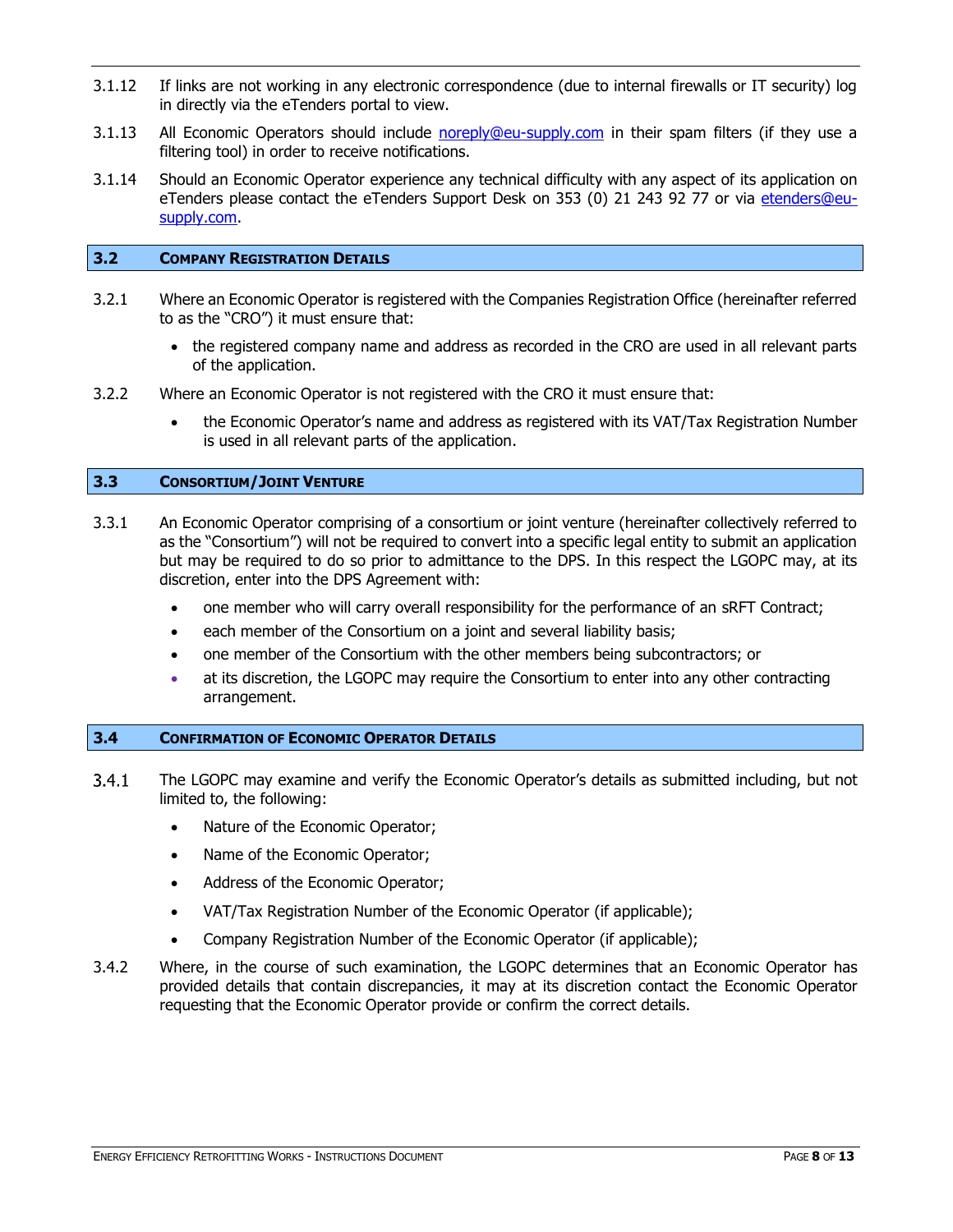3.1.12 If links are not working in any electronic correspondence (due to internal firewalls or IT security) log in directly via the eTenders portal to view.

3.1.13 All Economic Operators should include noreply@eu-supply.com in their spam filters (if they use a filtering tool) in order to receive notifications.

3.1.14 Should an Economic Operator experience any technical difficulty with any aspect of its application on eTenders please contact the eTenders Support Desk on 353 (0) 21 243 92 77 or via etenders@eu-supply.com.

## 3.2 COMPANY REGISTRATION DETAILS

3.2.1 Where an Economic Operator is registered with the Companies Registration Office (hereinafter referred to as the "CRO") it must ensure that:

- the registered company name and address as recorded in the CRO are used in all relevant parts of the application.

3.2.2 Where an Economic Operator is not registered with the CRO it must ensure that:

- the Economic Operator's name and address as registered with its VAT/Tax Registration Number is used in all relevant parts of the application.

## 3.3 CONSORTIUM/JOINT VENTURE

3.3.1 An Economic Operator comprising of a consortium or joint venture (hereinafter collectively referred to as the "Consortium") will not be required to convert into a specific legal entity to submit an application but may be required to do so prior to admittance to the DPS. In this respect the LGOPC may, at its discretion, enter into the DPS Agreement with:

- one member who will carry overall responsibility for the performance of an sRFT Contract;
- each member of the Consortium on a joint and several liability basis;
- one member of the Consortium with the other members being subcontractors; or
- at its discretion, the LGOPC may require the Consortium to enter into any other contracting arrangement.

## 3.4 CONFIRMATION OF ECONOMIC OPERATOR DETAILS

3.4.1 The LGOPC may examine and verify the Economic Operator's details as submitted including, but not limited to, the following:

- Nature of the Economic Operator;
- Name of the Economic Operator;
- Address of the Economic Operator;
- VAT/Tax Registration Number of the Economic Operator (if applicable);
- Company Registration Number of the Economic Operator (if applicable);

3.4.2 Where, in the course of such examination, the LGOPC determines that an Economic Operator has provided details that contain discrepancies, it may at its discretion contact the Economic Operator requesting that the Economic Operator provide or confirm the correct details.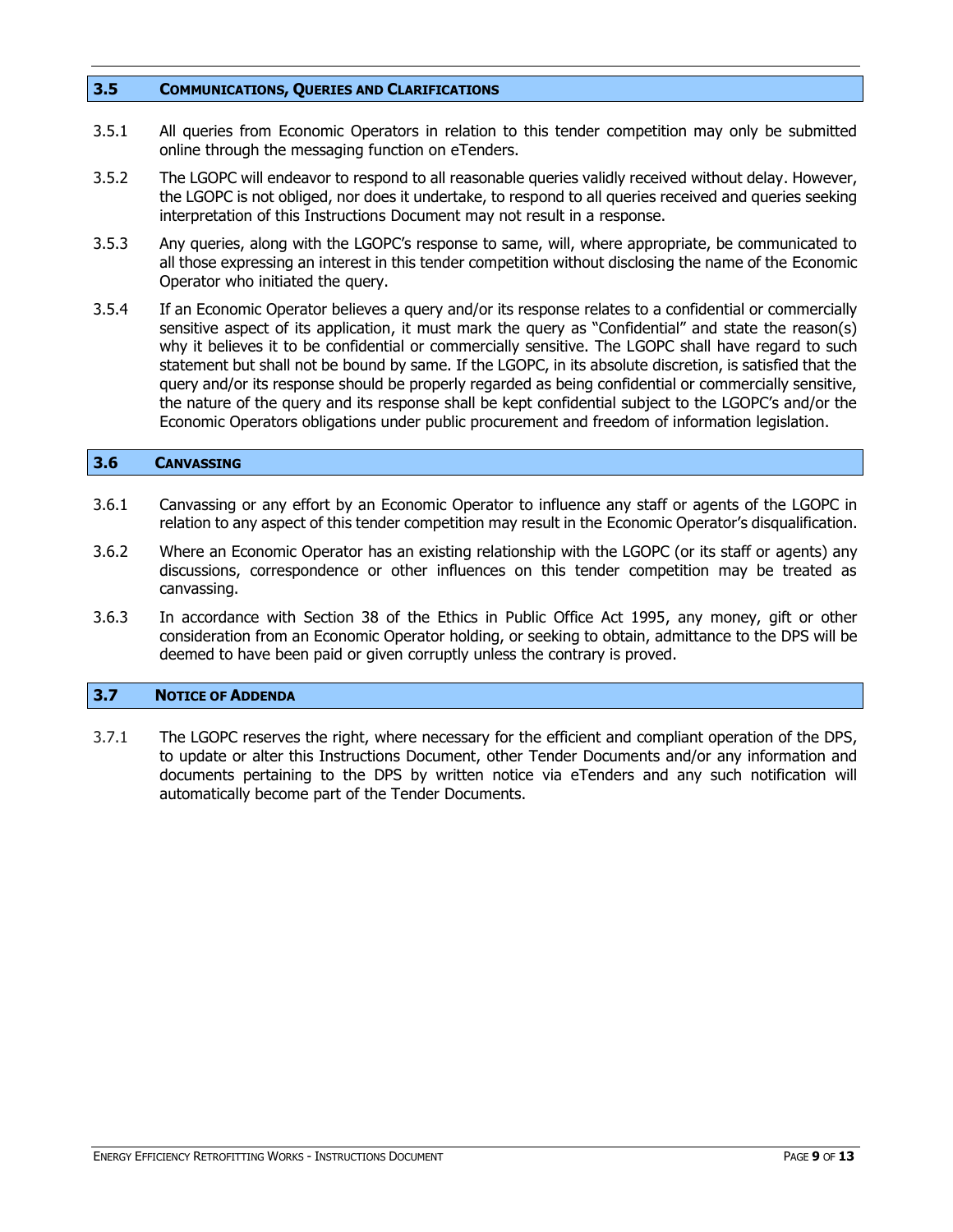## 3.5 Communications, Queries and Clarifications

3.5.1 All queries from Economic Operators in relation to this tender competition may only be submitted online through the messaging function on eTenders.

3.5.2 The LGOPC will endeavor to respond to all reasonable queries validly received without delay. However, the LGOPC is not obliged, nor does it undertake, to respond to all queries received and queries seeking interpretation of this Instructions Document may not result in a response.

3.5.3 Any queries, along with the LGOPC's response to same, will, where appropriate, be communicated to all those expressing an interest in this tender competition without disclosing the name of the Economic Operator who initiated the query.

3.5.4 If an Economic Operator believes a query and/or its response relates to a confidential or commercially sensitive aspect of its application, it must mark the query as "Confidential" and state the reason(s) why it believes it to be confidential or commercially sensitive. The LGOPC shall have regard to such statement but shall not be bound by same. If the LGOPC, in its absolute discretion, is satisfied that the query and/or its response should be properly regarded as being confidential or commercially sensitive, the nature of the query and its response shall be kept confidential subject to the LGOPC's and/or the Economic Operators obligations under public procurement and freedom of information legislation.

## 3.6 Canvassing

3.6.1 Canvassing or any effort by an Economic Operator to influence any staff or agents of the LGOPC in relation to any aspect of this tender competition may result in the Economic Operator's disqualification.

3.6.2 Where an Economic Operator has an existing relationship with the LGOPC (or its staff or agents) any discussions, correspondence or other influences on this tender competition may be treated as canvassing.

3.6.3 In accordance with Section 38 of the Ethics in Public Office Act 1995, any money, gift or other consideration from an Economic Operator holding, or seeking to obtain, admittance to the DPS will be deemed to have been paid or given corruptly unless the contrary is proved.

## 3.7 Notice of Addenda

3.7.1 The LGOPC reserves the right, where necessary for the efficient and compliant operation of the DPS, to update or alter this Instructions Document, other Tender Documents and/or any information and documents pertaining to the DPS by written notice via eTenders and any such notification will automatically become part of the Tender Documents.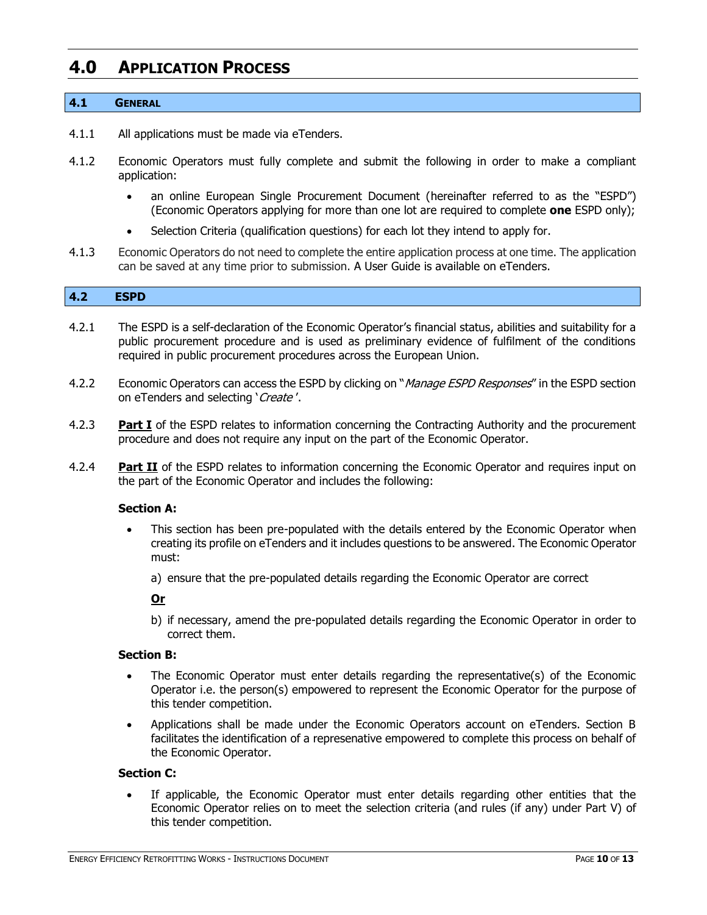# 4.0 APPLICATION PROCESS

## 4.1 GENERAL

4.1.1 All applications must be made via eTenders.

4.1.2 Economic Operators must fully complete and submit the following in order to make a compliant application:

- an online European Single Procurement Document (hereinafter referred to as the "ESPD") (Economic Operators applying for more than one lot are required to complete **one** ESPD only);
- Selection Criteria (qualification questions) for each lot they intend to apply for.

4.1.3 Economic Operators do not need to complete the entire application process at one time. The application can be saved at any time prior to submission. A User Guide is available on eTenders.

## 4.2 ESPD

4.2.1 The ESPD is a self-declaration of the Economic Operator's financial status, abilities and suitability for a public procurement procedure and is used as preliminary evidence of fulfilment of the conditions required in public procurement procedures across the European Union.

4.2.2 Economic Operators can access the ESPD by clicking on "*Manage ESPD Responses*" in the ESPD section on eTenders and selecting '*Create*'.

4.2.3 **<u>Part I</u>** of the ESPD relates to information concerning the Contracting Authority and the procurement procedure and does not require any input on the part of the Economic Operator.

4.2.4 **<u>Part II</u>** of the ESPD relates to information concerning the Economic Operator and requires input on the part of the Economic Operator and includes the following:

**Section A:**

- This section has been pre-populated with the details entered by the Economic Operator when creating its profile on eTenders and it includes questions to be answered. The Economic Operator must:

  a) ensure that the pre-populated details regarding the Economic Operator are correct

  **<u>Or</u>**

  b) if necessary, amend the pre-populated details regarding the Economic Operator in order to correct them.

**Section B:**

- The Economic Operator must enter details regarding the representative(s) of the Economic Operator i.e. the person(s) empowered to represent the Economic Operator for the purpose of this tender competition.
- Applications shall be made under the Economic Operators account on eTenders. Section B facilitates the identification of a represenative empowered to complete this process on behalf of the Economic Operator.

**Section C:**

- If applicable, the Economic Operator must enter details regarding other entities that the Economic Operator relies on to meet the selection criteria (and rules (if any) under Part V) of this tender competition.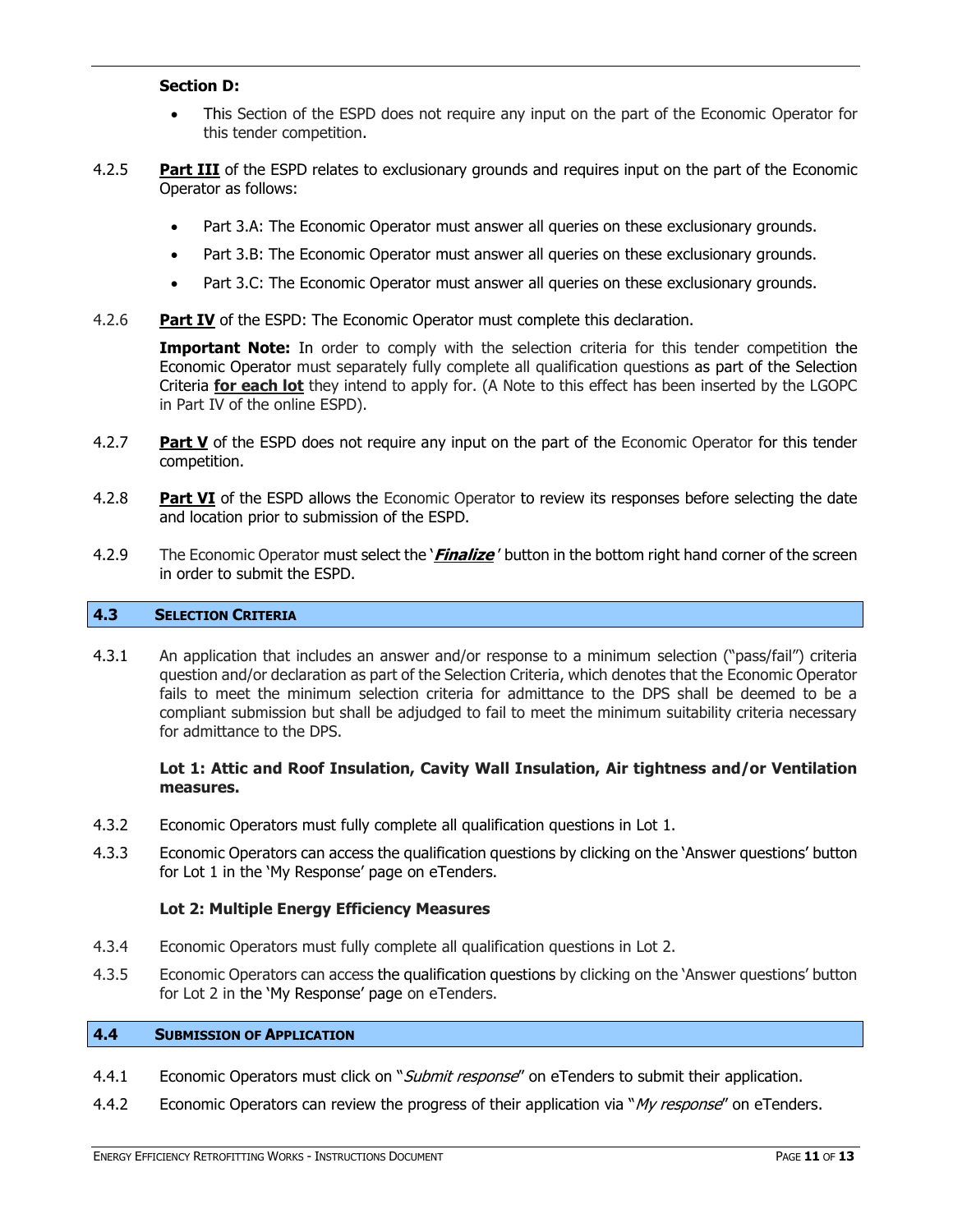**Section D:**

- This Section of the ESPD does not require any input on the part of the Economic Operator for this tender competition.

4.2.5 **Part III** of the ESPD relates to exclusionary grounds and requires input on the part of the Economic Operator as follows:

- Part 3.A: The Economic Operator must answer all queries on these exclusionary grounds.
- Part 3.B: The Economic Operator must answer all queries on these exclusionary grounds.
- Part 3.C: The Economic Operator must answer all queries on these exclusionary grounds.

4.2.6 **Part IV** of the ESPD: The Economic Operator must complete this declaration.

**Important Note:** In order to comply with the selection criteria for this tender competition the Economic Operator must separately fully complete all qualification questions as part of the Selection Criteria **for each lot** they intend to apply for. (A Note to this effect has been inserted by the LGOPC in Part IV of the online ESPD).

4.2.7 **Part V** of the ESPD does not require any input on the part of the Economic Operator for this tender competition.

4.2.8 **Part VI** of the ESPD allows the Economic Operator to review its responses before selecting the date and location prior to submission of the ESPD.

4.2.9 The Economic Operator must select the '***Finalize***' button in the bottom right hand corner of the screen in order to submit the ESPD.

## 4.3 SELECTION CRITERIA

4.3.1 An application that includes an answer and/or response to a minimum selection ("pass/fail") criteria question and/or declaration as part of the Selection Criteria, which denotes that the Economic Operator fails to meet the minimum selection criteria for admittance to the DPS shall be deemed to be a compliant submission but shall be adjudged to fail to meet the minimum suitability criteria necessary for admittance to the DPS.

**Lot 1: Attic and Roof Insulation, Cavity Wall Insulation, Air tightness and/or Ventilation measures.**

4.3.2 Economic Operators must fully complete all qualification questions in Lot 1.

4.3.3 Economic Operators can access the qualification questions by clicking on the 'Answer questions' button for Lot 1 in the 'My Response' page on eTenders.

**Lot 2: Multiple Energy Efficiency Measures**

4.3.4 Economic Operators must fully complete all qualification questions in Lot 2.

4.3.5 Economic Operators can access the qualification questions by clicking on the 'Answer questions' button for Lot 2 in the 'My Response' page on eTenders.

## 4.4 SUBMISSION OF APPLICATION

4.4.1 Economic Operators must click on "*Submit response*" on eTenders to submit their application.

4.4.2 Economic Operators can review the progress of their application via "*My response*" on eTenders.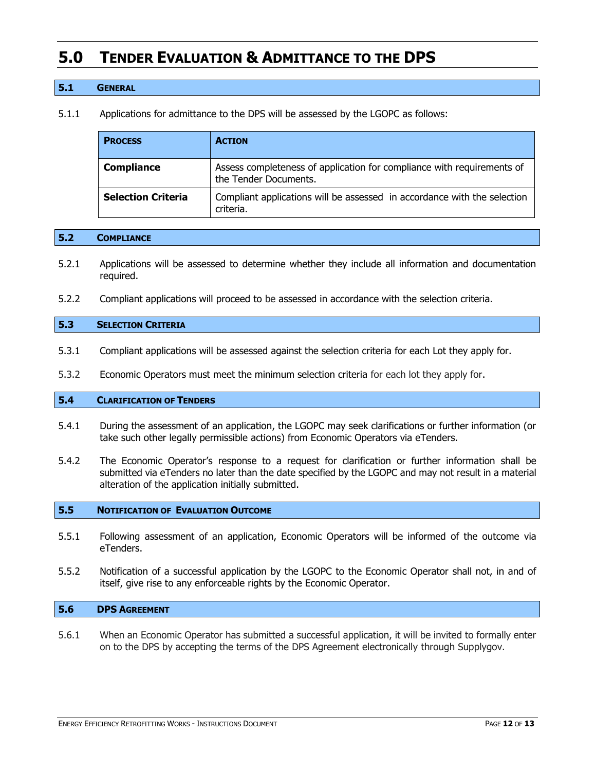# 5.0 Tender Evaluation & Admittance to the DPS

## 5.1 General

5.1.1 Applications for admittance to the DPS will be assessed by the LGOPC as follows:

| **Process** | **Action** |
|---|---|
| **Compliance** | Assess completeness of application for compliance with requirements of the Tender Documents. |
| **Selection Criteria** | Compliant applications will be assessed in accordance with the selection criteria. |

## 5.2 Compliance

5.2.1 Applications will be assessed to determine whether they include all information and documentation required.

5.2.2 Compliant applications will proceed to be assessed in accordance with the selection criteria.

## 5.3 Selection Criteria

5.3.1 Compliant applications will be assessed against the selection criteria for each Lot they apply for.

5.3.2 Economic Operators must meet the minimum selection criteria for each lot they apply for.

## 5.4 Clarification of Tenders

5.4.1 During the assessment of an application, the LGOPC may seek clarifications or further information (or take such other legally permissible actions) from Economic Operators via eTenders.

5.4.2 The Economic Operator's response to a request for clarification or further information shall be submitted via eTenders no later than the date specified by the LGOPC and may not result in a material alteration of the application initially submitted.

## 5.5 Notification of Evaluation Outcome

5.5.1 Following assessment of an application, Economic Operators will be informed of the outcome via eTenders.

5.5.2 Notification of a successful application by the LGOPC to the Economic Operator shall not, in and of itself, give rise to any enforceable rights by the Economic Operator.

## 5.6 DPS Agreement

5.6.1 When an Economic Operator has submitted a successful application, it will be invited to formally enter on to the DPS by accepting the terms of the DPS Agreement electronically through Supplygov.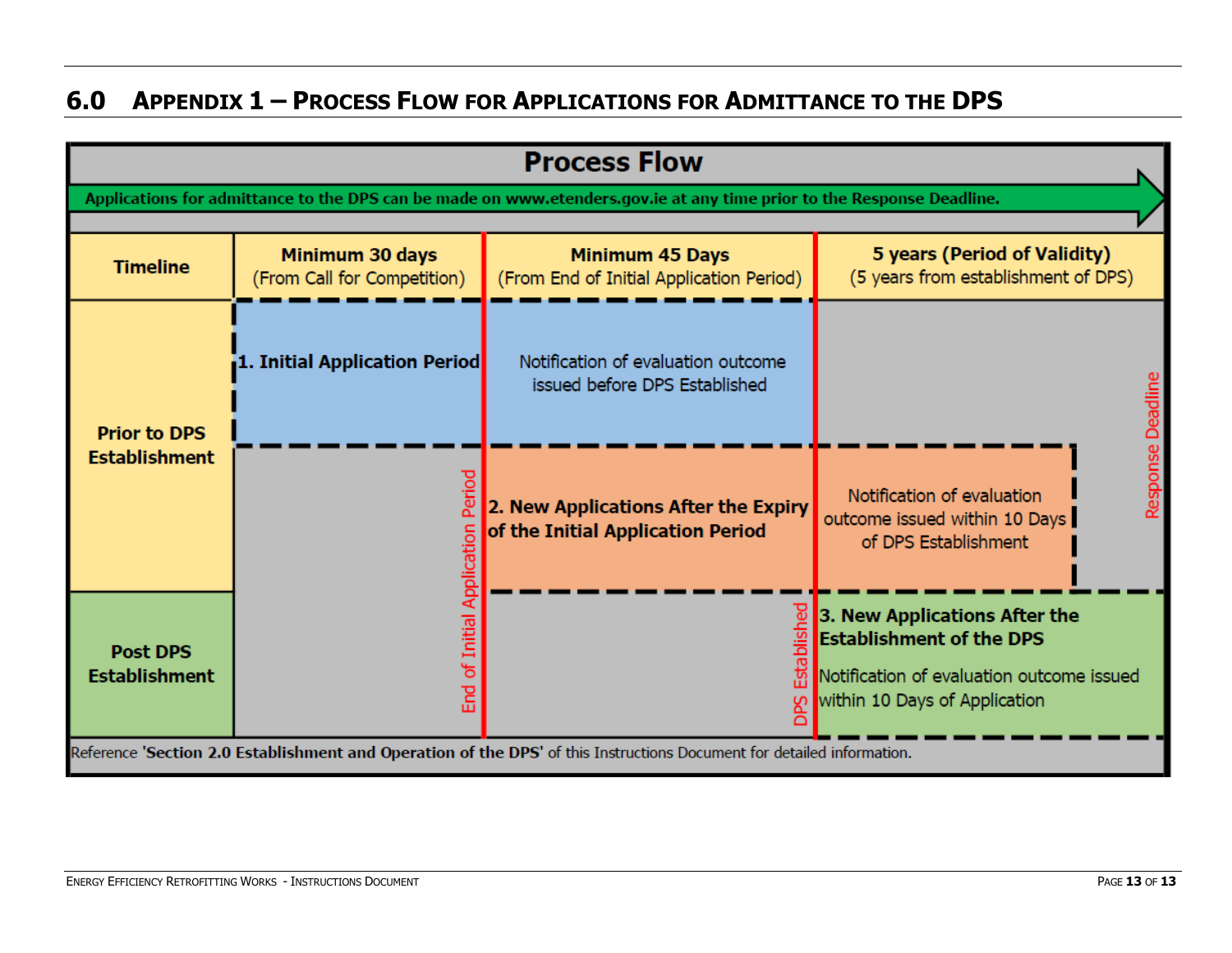## 6.0 Appendix 1 – Process Flow for Applications for Admittance to the DPS

**Process Flow**

Applications for admittance to the DPS can be made on www.etenders.gov.ie at any time prior to the Response Deadline.

| Timeline | Minimum 30 days (From Call for Competition) | Minimum 45 Days (From End of Initial Application Period) | 5 years (Period of Validity) (5 years from establishment of DPS) |
|---|---|---|---|
| Prior to DPS Establishment | 1. Initial Application Period | Notification of evaluation outcome issued before DPS Established | |
| | | 2. New Applications After the Expiry of the Initial Application Period | Notification of evaluation outcome issued within 10 Days of DPS Establishment |
| Post DPS Establishment | | | 3. New Applications After the Establishment of the DPS<br>Notification of evaluation outcome issued within 10 Days of Application |

End of Initial Application Period

DPS Established

Response Deadline

Reference **'Section 2.0 Establishment and Operation of the DPS'** of this Instructions Document for detailed information.